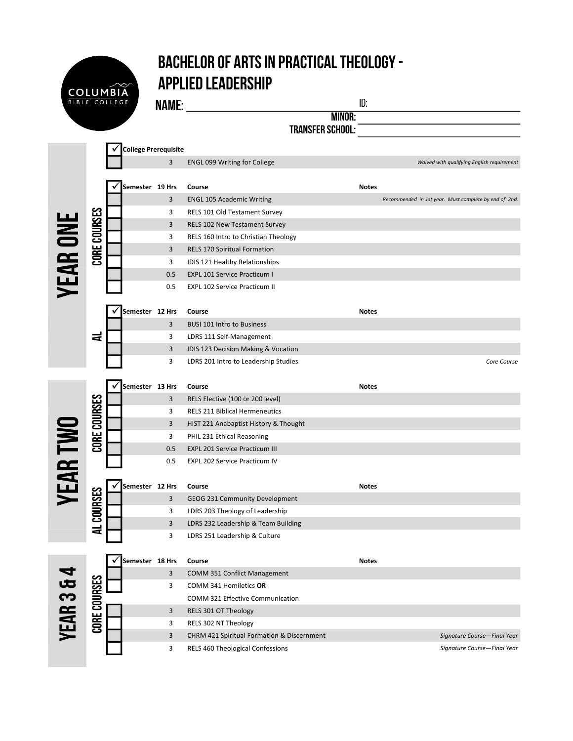# BACHELOR OF ARTS IN PRACTICAL THEOLOGY - APPLIED LEADERSHIP

COLUMBIA BIBLE COLLEGE

**NAME:** ______________________ **ID:** ______________________

**MINOR:** ______________________

**TRANSFER SCHOOL:** ______________________

## YEAR ONE

| ✓ | College Prerequisite | | |
|---|---|---|---|
| ☐ | 3 | ENGL 099 Writing for College | *Waived with qualifying English requirement* |

### CORE COURSES

| ✓ | Semester 19 Hrs | Course | Notes |
|---|---|---|---|
| ☐ | 3 | ENGL 105 Academic Writing | *Recommended in 1st year. Must complete by end of 2nd.* |
| ☐ | 3 | RELS 101 Old Testament Survey | |
| ☐ | 3 | RELS 102 New Testament Survey | |
| ☐ | 3 | RELS 160 Intro to Christian Theology | |
| ☐ | 3 | RELS 170 Spiritual Formation | |
| ☐ | 3 | IDIS 121 Healthy Relationships | |
| ☐ | 0.5 | EXPL 101 Service Practicum I | |
| ☐ | 0.5 | EXPL 102 Service Practicum II | |

### AL

| ✓ | Semester 12 Hrs | Course | Notes |
|---|---|---|---|
| ☐ | 3 | BUSI 101 Intro to Business | |
| ☐ | 3 | LDRS 111 Self-Management | |
| ☐ | 3 | IDIS 123 Decision Making & Vocation | |
| ☐ | 3 | LDRS 201 Intro to Leadership Studies | *Core Course* |

## YEAR TWO

### CORE COURSES

| ✓ | Semester 13 Hrs | Course | Notes |
|---|---|---|---|
| ☐ | 3 | RELS Elective (100 or 200 level) | |
| ☐ | 3 | RELS 211 Biblical Hermeneutics | |
| ☐ | 3 | HIST 221 Anabaptist History & Thought | |
| ☐ | 3 | PHIL 231 Ethical Reasoning | |
| ☐ | 0.5 | EXPL 201 Service Practicum III | |
| ☐ | 0.5 | EXPL 202 Service Practicum IV | |

### AL COURSES

| ✓ | Semester 12 Hrs | Course | Notes |
|---|---|---|---|
| ☐ | 3 | GEOG 231 Community Development | |
| ☐ | 3 | LDRS 203 Theology of Leadership | |
| ☐ | 3 | LDRS 232 Leadership & Team Building | |
| ☐ | 3 | LDRS 251 Leadership & Culture | |

## YEAR 3 & 4

### CORE COURSES

| ✓ | Semester 18 Hrs | Course | Notes |
|---|---|---|---|
| ☐ | 3 | COMM 351 Conflict Management | |
| ☐ | 3 | COMM 341 Homiletics **OR** COMM 321 Effective Communication | |
| ☐ | 3 | RELS 301 OT Theology | |
| ☐ | 3 | RELS 302 NT Theology | |
| ☐ | 3 | CHRM 421 Spiritual Formation & Discernment | *Signature Course—Final Year* |
| ☐ | 3 | RELS 460 Theological Confessions | *Signature Course—Final Year* |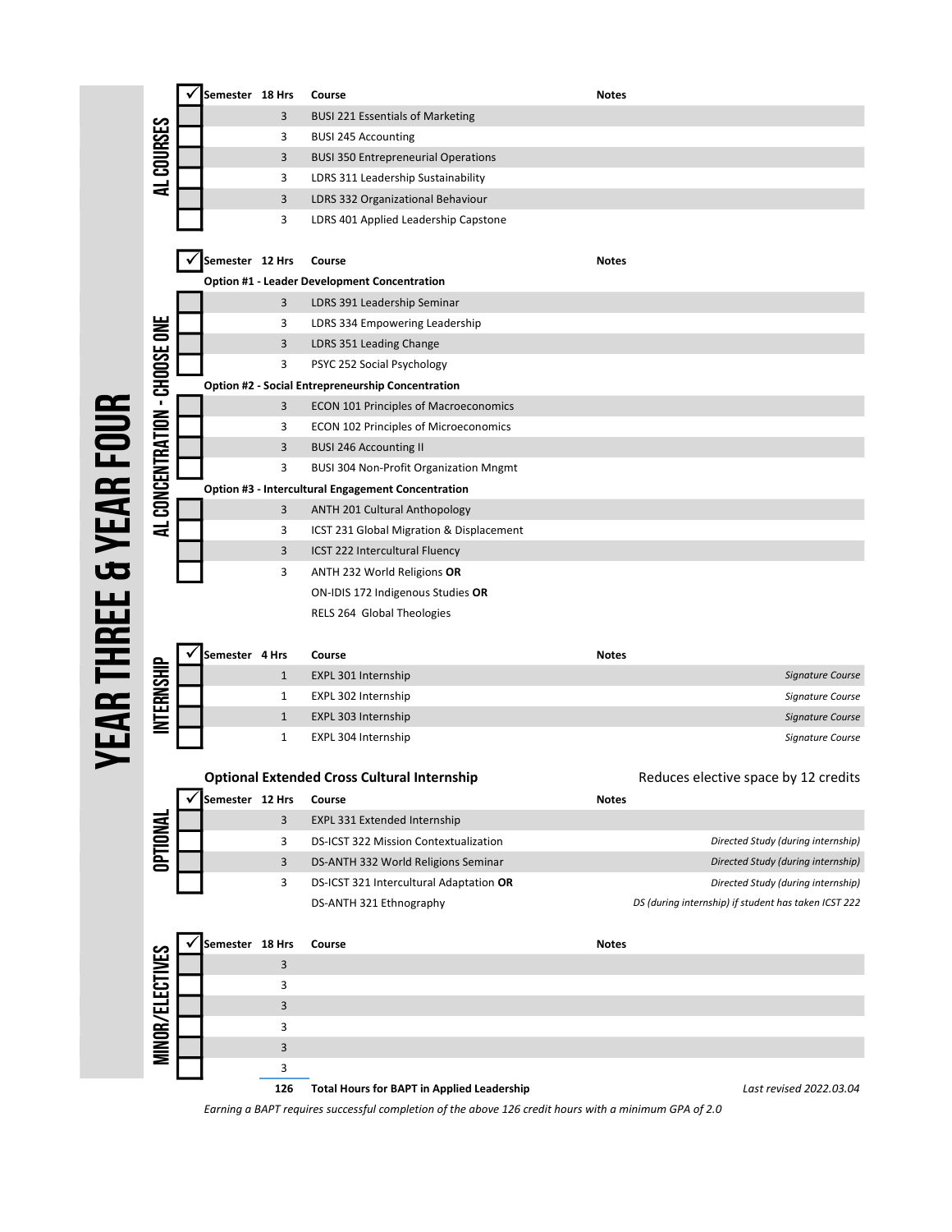# YEAR THREE & YEAR FOUR

## AL COURSES

| ✓ | Semester | 18 Hrs | Course | Notes |
|---|---|---|---|---|
| | | 3 | BUSI 221 Essentials of Marketing | |
| | | 3 | BUSI 245 Accounting | |
| | | 3 | BUSI 350 Entrepreneurial Operations | |
| | | 3 | LDRS 311 Leadership Sustainability | |
| | | 3 | LDRS 332 Organizational Behaviour | |
| | | 3 | LDRS 401 Applied Leadership Capstone | |

## AL CONCENTRATION - CHOOSE ONE

| ✓ | Semester | 12 Hrs | Course | Notes |
|---|---|---|---|---|
| | **Option #1 - Leader Development Concentration** | | | |
| | | 3 | LDRS 391 Leadership Seminar | |
| | | 3 | LDRS 334 Empowering Leadership | |
| | | 3 | LDRS 351 Leading Change | |
| | | 3 | PSYC 252 Social Psychology | |
| | **Option #2 - Social Entrepreneurship Concentration** | | | |
| | | 3 | ECON 101 Principles of Macroeconomics | |
| | | 3 | ECON 102 Principles of Microeconomics | |
| | | 3 | BUSI 246 Accounting II | |
| | | 3 | BUSI 304 Non-Profit Organization Mngmt | |
| | **Option #3 - Intercultural Engagement Concentration** | | | |
| | | 3 | ANTH 201 Cultural Anthropology | |
| | | 3 | ICST 231 Global Migration & Displacement | |
| | | 3 | ICST 222 Intercultural Fluency | |
| | | 3 | ANTH 232 World Religions **OR** | |
| | | | ON-IDIS 172 Indigenous Studies **OR** | |
| | | | RELS 264 Global Theologies | |

## INTERNSHIP

| ✓ | Semester | 4 Hrs | Course | Notes |
|---|---|---|---|---|
| | | 1 | EXPL 301 Internship | *Signature Course* |
| | | 1 | EXPL 302 Internship | *Signature Course* |
| | | 1 | EXPL 303 Internship | *Signature Course* |
| | | 1 | EXPL 304 Internship | *Signature Course* |

## OPTIONAL

**Optional Extended Cross Cultural Internship** — Reduces elective space by 12 credits

| ✓ | Semester | 12 Hrs | Course | Notes |
|---|---|---|---|---|
| | | 3 | EXPL 331 Extended Internship | |
| | | 3 | DS-ICST 322 Mission Contextualization | *Directed Study (during internship)* |
| | | 3 | DS-ANTH 332 World Religions Seminar | *Directed Study (during internship)* |
| | | 3 | DS-ICST 321 Intercultural Adaptation **OR** | *Directed Study (during internship)* |
| | | | DS-ANTH 321 Ethnography | *DS (during internship) if student has taken ICST 222* |

## MINOR/ELECTIVES

| ✓ | Semester | 18 Hrs | Course | Notes |
|---|---|---|---|---|
| | | 3 | | |
| | | 3 | | |
| | | 3 | | |
| | | 3 | | |
| | | 3 | | |
| | | 3 | | |
| | | **126** | **Total Hours for BAPT in Applied Leadership** | *Last revised 2022.03.04* |

*Earning a BAPT requires successful completion of the above 126 credit hours with a minimum GPA of 2.0*